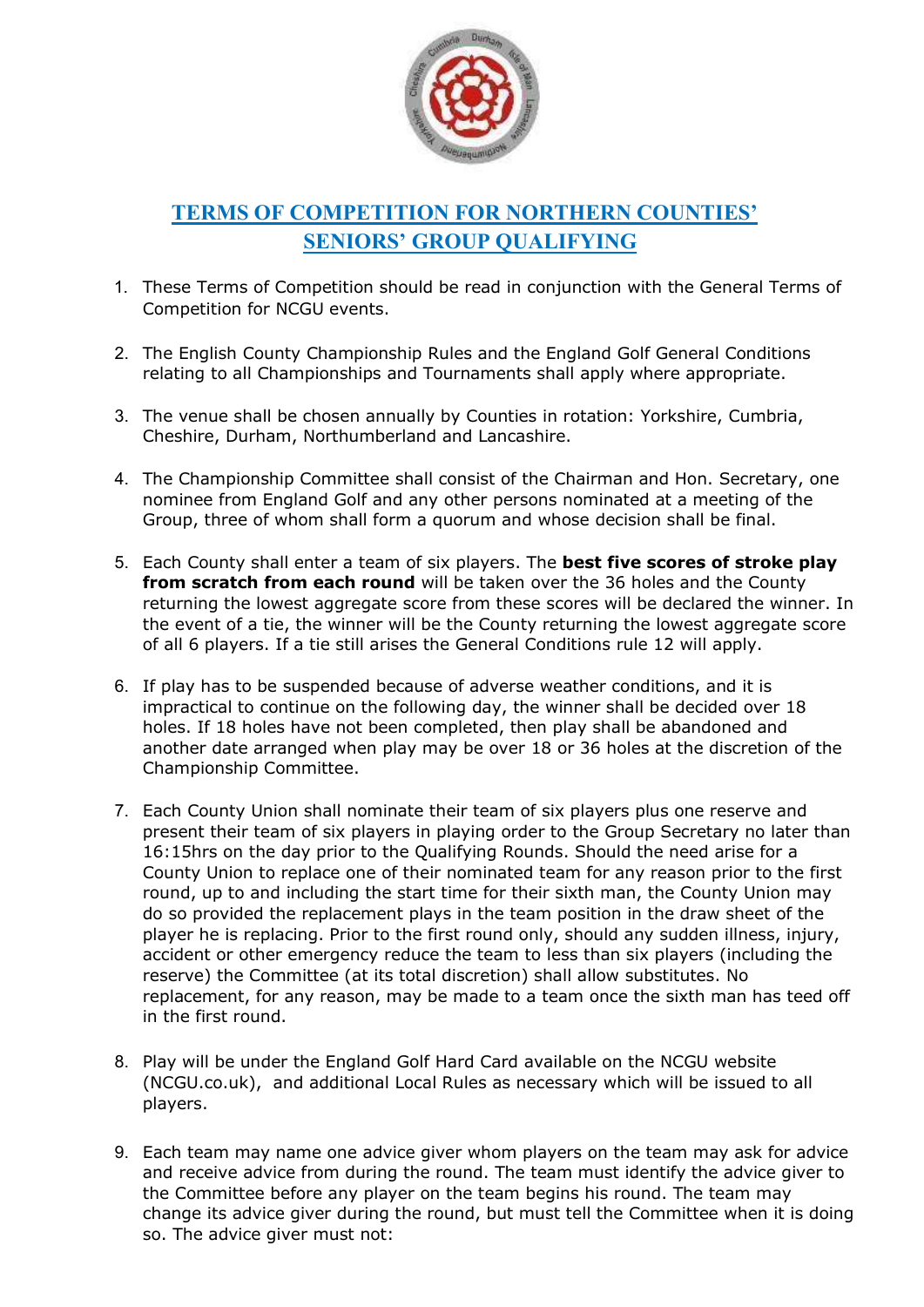# TERMS OF COMPETITION FOR NORTHERN COUNTIES' SENIORS' GROUP QUALIFYING

1. These Terms of Competition should be read in conjunction with the General Terms of Competition for NCGU events.

2. The English County Championship Rules and the England Golf General Conditions relating to all Championships and Tournaments shall apply where appropriate.

3. The venue shall be chosen annually by Counties in rotation: Yorkshire, Cumbria, Cheshire, Durham, Northumberland and Lancashire.

4. The Championship Committee shall consist of the Chairman and Hon. Secretary, one nominee from England Golf and any other persons nominated at a meeting of the Group, three of whom shall form a quorum and whose decision shall be final.

5. Each County shall enter a team of six players. The **best five scores of stroke play from scratch from each round** will be taken over the 36 holes and the County returning the lowest aggregate score from these scores will be declared the winner. In the event of a tie, the winner will be the County returning the lowest aggregate score of all 6 players. If a tie still arises the General Conditions rule 12 will apply.

6. If play has to be suspended because of adverse weather conditions, and it is impractical to continue on the following day, the winner shall be decided over 18 holes. If 18 holes have not been completed, then play shall be abandoned and another date arranged when play may be over 18 or 36 holes at the discretion of the Championship Committee.

7. Each County Union shall nominate their team of six players plus one reserve and present their team of six players in playing order to the Group Secretary no later than 16:15hrs on the day prior to the Qualifying Rounds. Should the need arise for a County Union to replace one of their nominated team for any reason prior to the first round, up to and including the start time for their sixth man, the County Union may do so provided the replacement plays in the team position in the draw sheet of the player he is replacing. Prior to the first round only, should any sudden illness, injury, accident or other emergency reduce the team to less than six players (including the reserve) the Committee (at its total discretion) shall allow substitutes. No replacement, for any reason, may be made to a team once the sixth man has teed off in the first round.

8. Play will be under the England Golf Hard Card available on the NCGU website (NCGU.co.uk), and additional Local Rules as necessary which will be issued to all players.

9. Each team may name one advice giver whom players on the team may ask for advice and receive advice from during the round. The team must identify the advice giver to the Committee before any player on the team begins his round. The team may change its advice giver during the round, but must tell the Committee when it is doing so. The advice giver must not: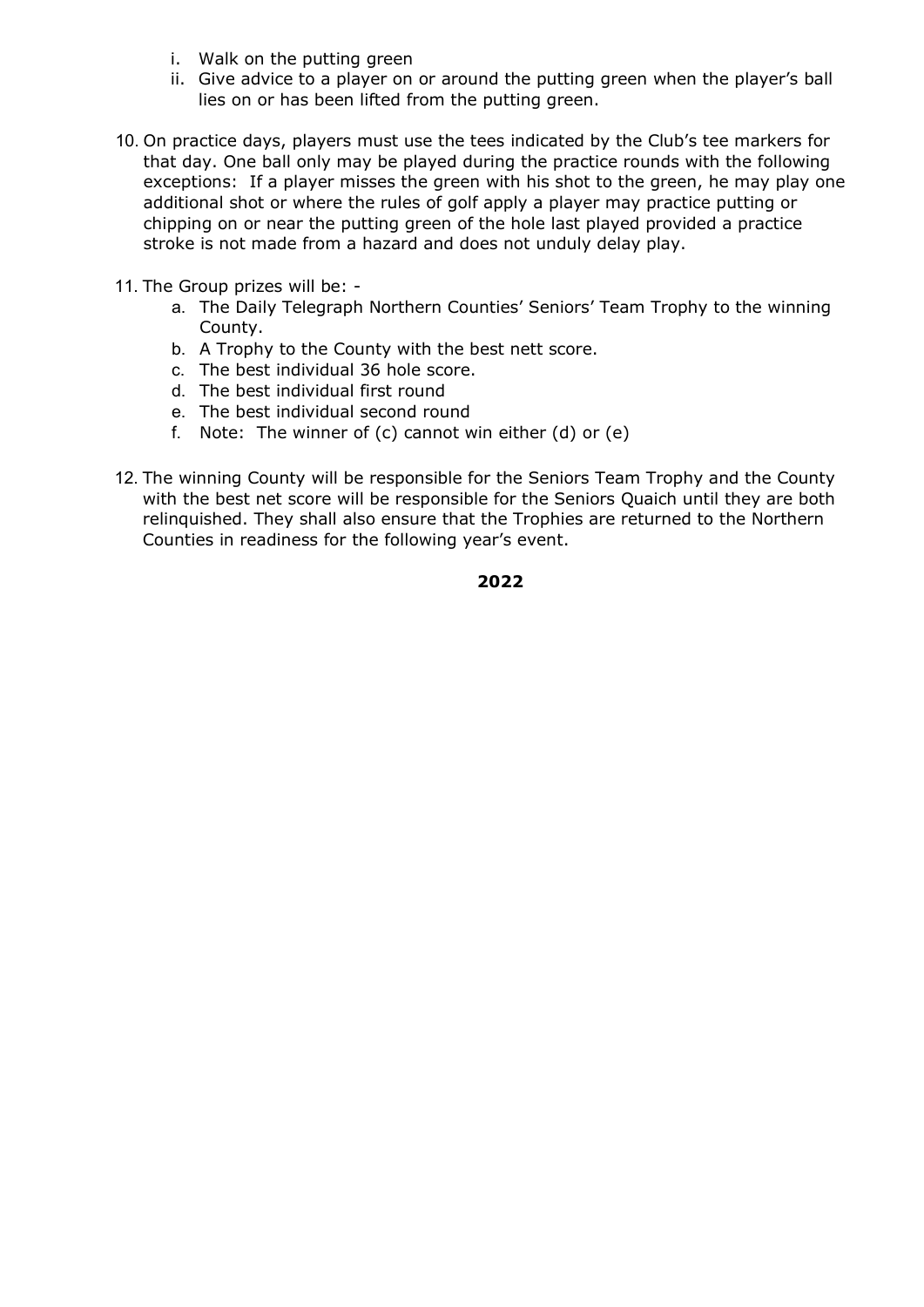i. Walk on the putting green
   ii. Give advice to a player on or around the putting green when the player's ball lies on or has been lifted from the putting green.

10. On practice days, players must use the tees indicated by the Club's tee markers for that day. One ball only may be played during the practice rounds with the following exceptions: If a player misses the green with his shot to the green, he may play one additional shot or where the rules of golf apply a player may practice putting or chipping on or near the putting green of the hole last played provided a practice stroke is not made from a hazard and does not unduly delay play.

11. The Group prizes will be: -
    a. The Daily Telegraph Northern Counties' Seniors' Team Trophy to the winning County.
    b. A Trophy to the County with the best nett score.
    c. The best individual 36 hole score.
    d. The best individual first round
    e. The best individual second round
    f. Note: The winner of (c) cannot win either (d) or (e)

12. The winning County will be responsible for the Seniors Team Trophy and the County with the best net score will be responsible for the Seniors Quaich until they are both relinquished. They shall also ensure that the Trophies are returned to the Northern Counties in readiness for the following year's event.

**2022**